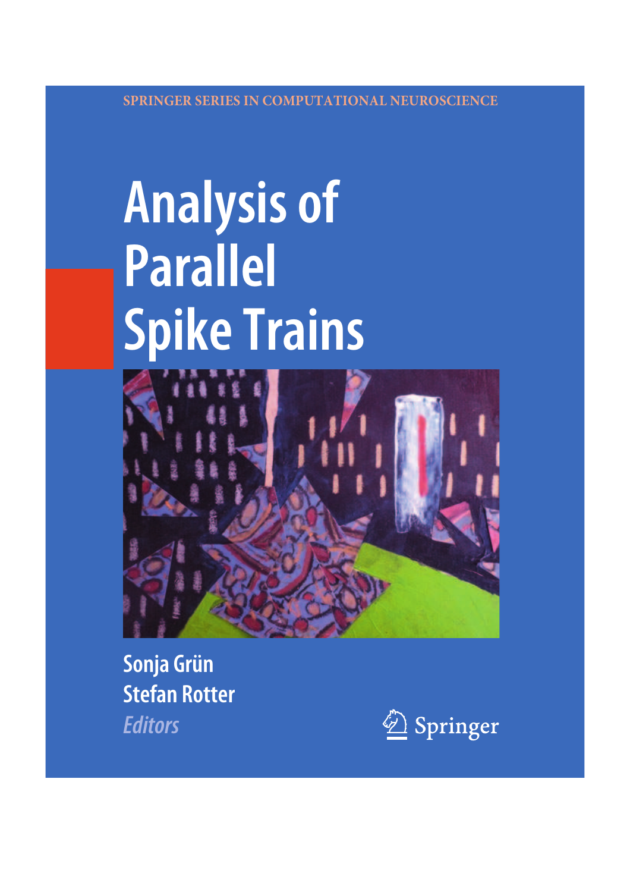SPRINGER SERIES IN COMPUTATIONAL NEUROSCIENCE

# Analysis of Parallel Spike Trains

**Sonja Grün**
**Stefan Rotter**
*Editors*

Springer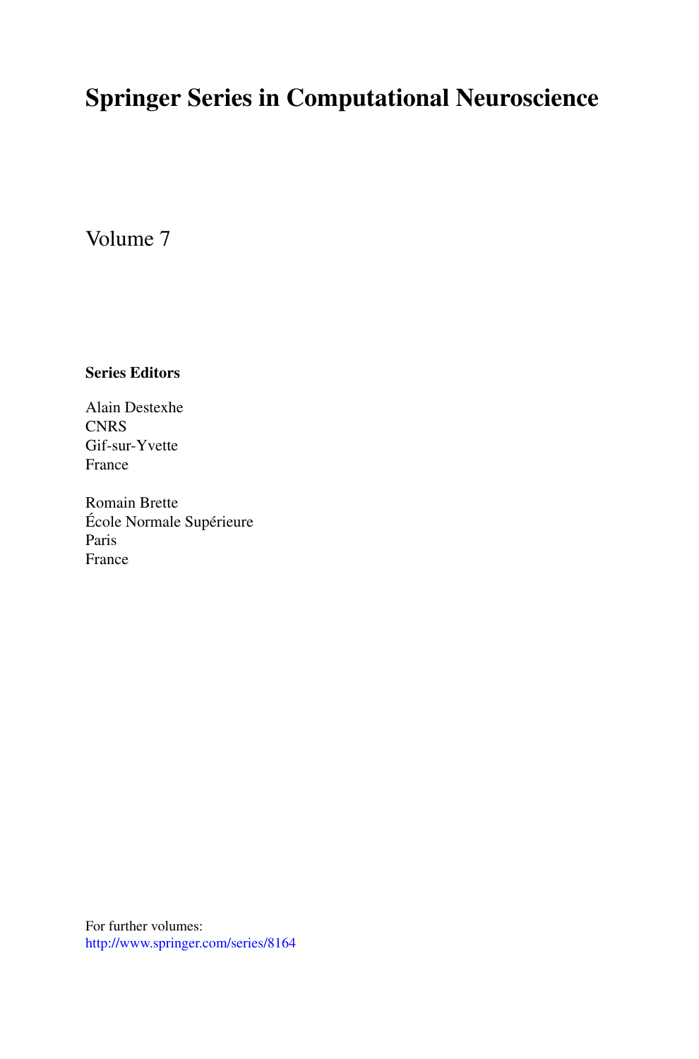# Springer Series in Computational Neuroscience

Volume 7

**Series Editors**

Alain Destexhe
CNRS
Gif-sur-Yvette
France

Romain Brette
École Normale Supérieure
Paris
France

For further volumes:
http://www.springer.com/series/8164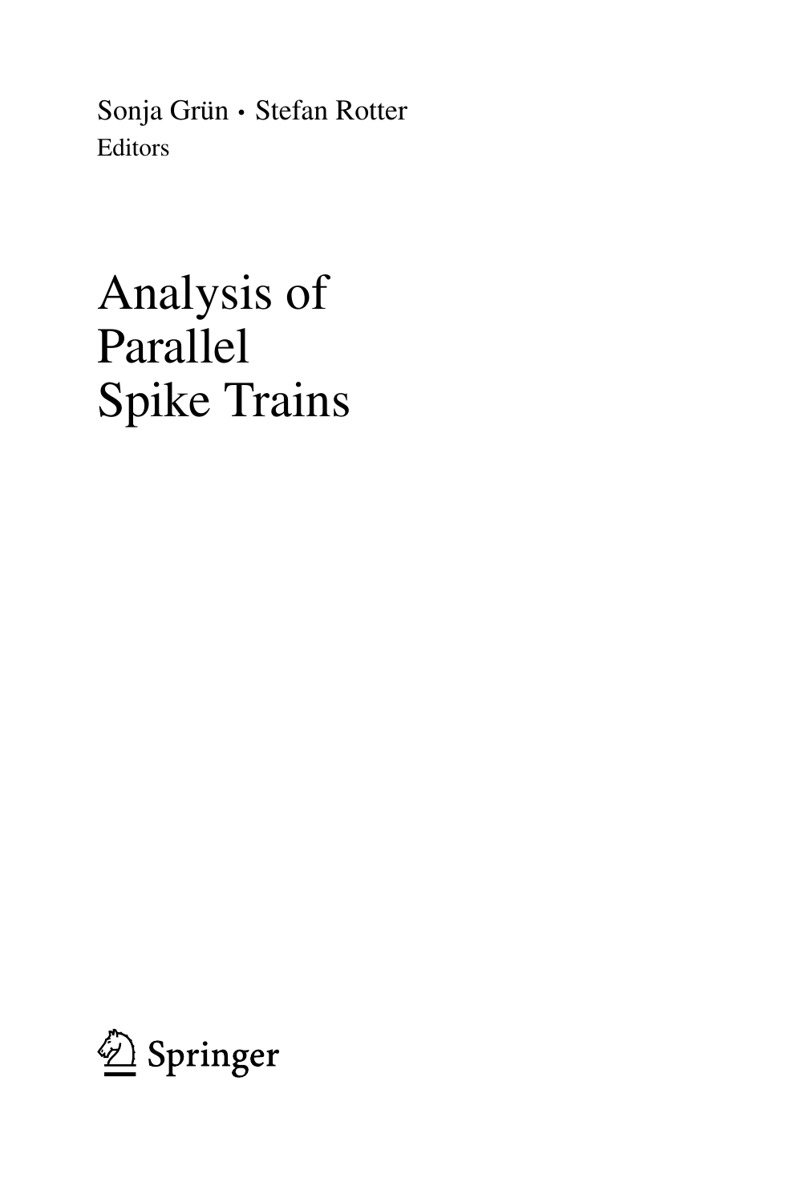Sonja Grün • Stefan Rotter
Editors

# Analysis of Parallel Spike Trains

Springer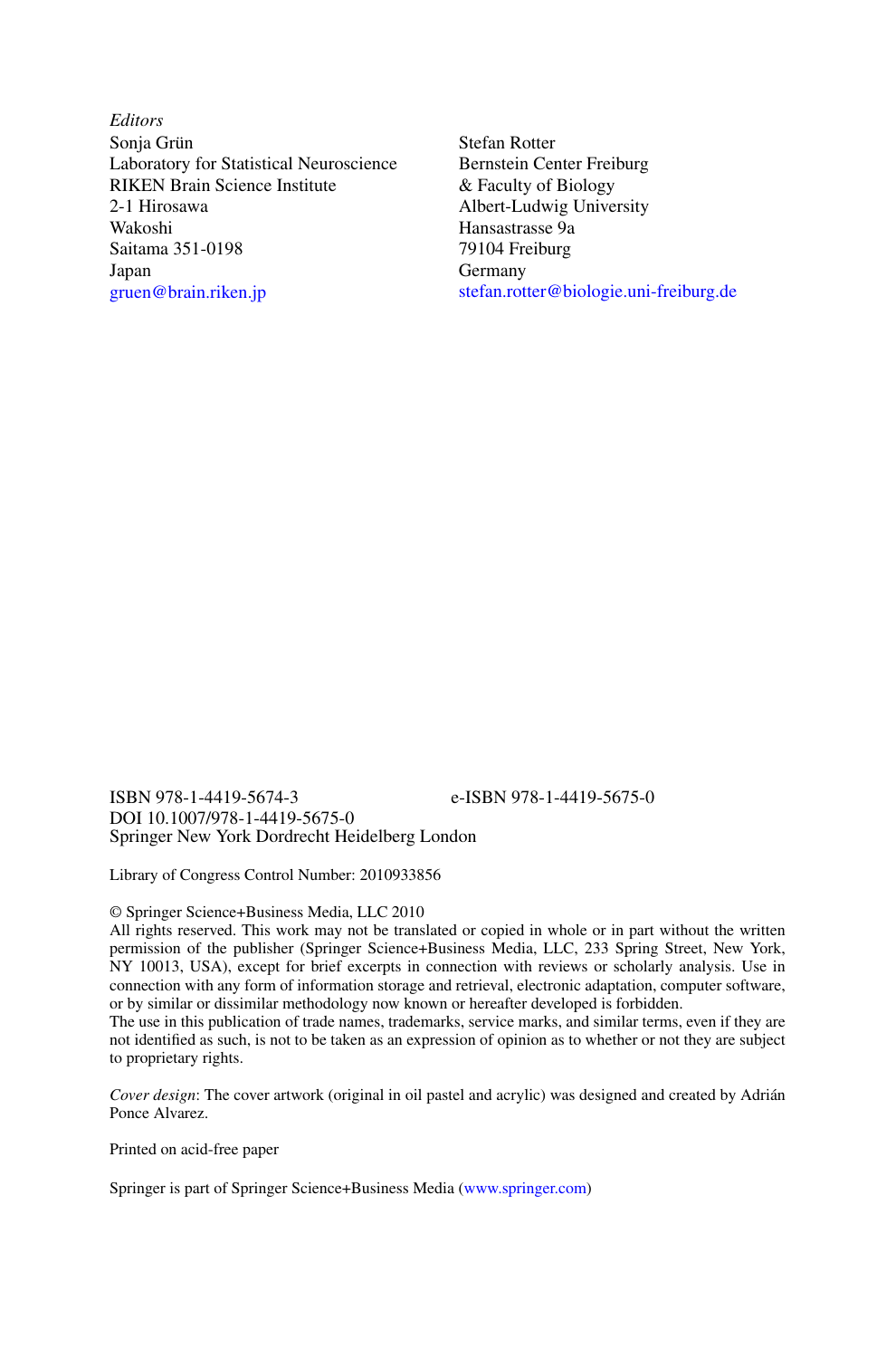*Editors*

Sonja Grün
Laboratory for Statistical Neuroscience
RIKEN Brain Science Institute
2-1 Hirosawa
Wakoshi
Saitama 351-0198
Japan
gruen@brain.riken.jp

Stefan Rotter
Bernstein Center Freiburg
& Faculty of Biology
Albert-Ludwig University
Hansastrasse 9a
79104 Freiburg
Germany
stefan.rotter@biologie.uni-freiburg.de

ISBN 978-1-4419-5674-3　　　e-ISBN 978-1-4419-5675-0
DOI 10.1007/978-1-4419-5675-0
Springer New York Dordrecht Heidelberg London

Library of Congress Control Number: 2010933856

© Springer Science+Business Media, LLC 2010
All rights reserved. This work may not be translated or copied in whole or in part without the written permission of the publisher (Springer Science+Business Media, LLC, 233 Spring Street, New York, NY 10013, USA), except for brief excerpts in connection with reviews or scholarly analysis. Use in connection with any form of information storage and retrieval, electronic adaptation, computer software, or by similar or dissimilar methodology now known or hereafter developed is forbidden.
The use in this publication of trade names, trademarks, service marks, and similar terms, even if they are not identified as such, is not to be taken as an expression of opinion as to whether or not they are subject to proprietary rights.

*Cover design*: The cover artwork (original in oil pastel and acrylic) was designed and created by Adrián Ponce Alvarez.

Printed on acid-free paper

Springer is part of Springer Science+Business Media (www.springer.com)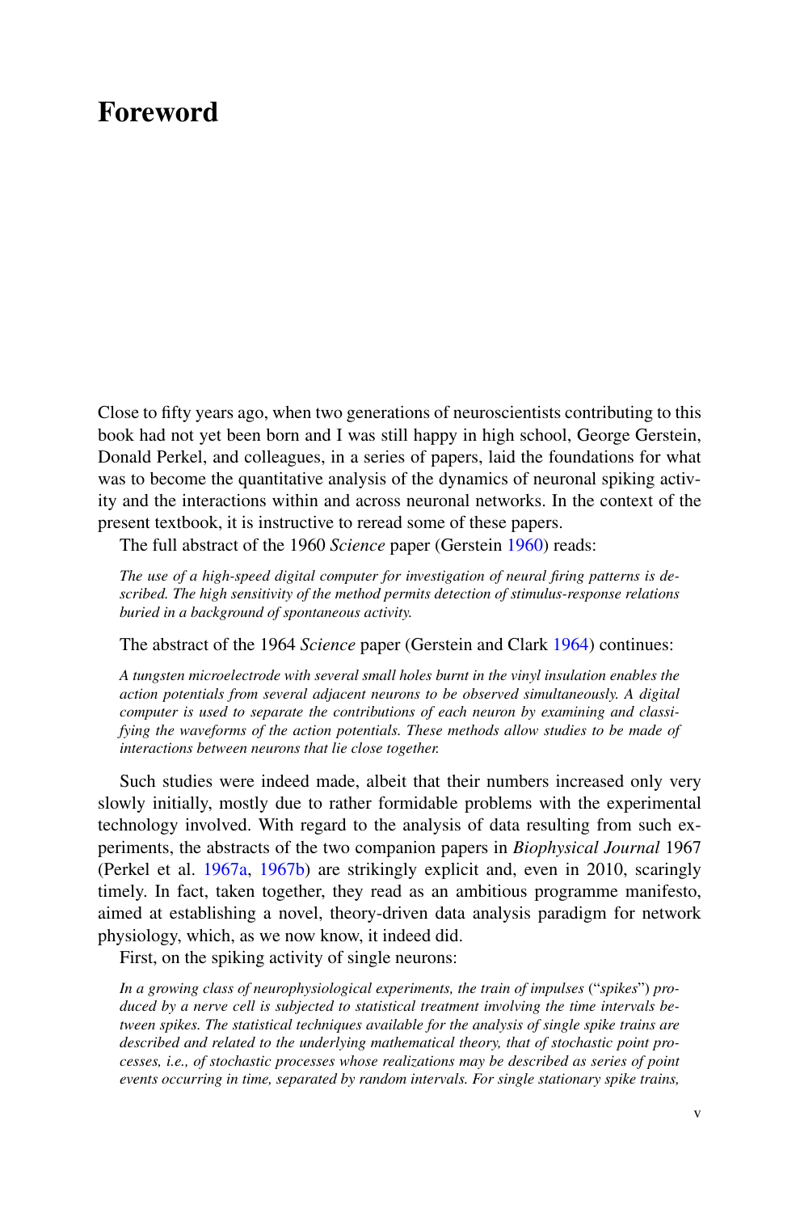# Foreword

Close to fifty years ago, when two generations of neuroscientists contributing to this book had not yet been born and I was still happy in high school, George Gerstein, Donald Perkel, and colleagues, in a series of papers, laid the foundations for what was to become the quantitative analysis of the dynamics of neuronal spiking activity and the interactions within and across neuronal networks. In the context of the present textbook, it is instructive to reread some of these papers.

The full abstract of the 1960 *Science* paper (Gerstein 1960) reads:

> *The use of a high-speed digital computer for investigation of neural firing patterns is described. The high sensitivity of the method permits detection of stimulus-response relations buried in a background of spontaneous activity.*

The abstract of the 1964 *Science* paper (Gerstein and Clark 1964) continues:

> *A tungsten microelectrode with several small holes burnt in the vinyl insulation enables the action potentials from several adjacent neurons to be observed simultaneously. A digital computer is used to separate the contributions of each neuron by examining and classifying the waveforms of the action potentials. These methods allow studies to be made of interactions between neurons that lie close together.*

Such studies were indeed made, albeit that their numbers increased only very slowly initially, mostly due to rather formidable problems with the experimental technology involved. With regard to the analysis of data resulting from such experiments, the abstracts of the two companion papers in *Biophysical Journal* 1967 (Perkel et al. 1967a, 1967b) are strikingly explicit and, even in 2010, scaringly timely. In fact, taken together, they read as an ambitious programme manifesto, aimed at establishing a novel, theory-driven data analysis paradigm for network physiology, which, as we now know, it indeed did.

First, on the spiking activity of single neurons:

> *In a growing class of neurophysiological experiments, the train of impulses ("spikes") produced by a nerve cell is subjected to statistical treatment involving the time intervals between spikes. The statistical techniques available for the analysis of single spike trains are described and related to the underlying mathematical theory, that of stochastic point processes, i.e., of stochastic processes whose realizations may be described as series of point events occurring in time, separated by random intervals. For single stationary spike trains,*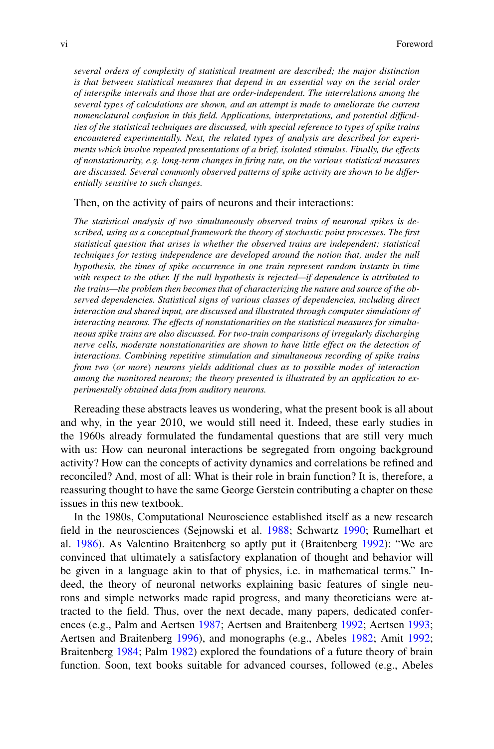*several orders of complexity of statistical treatment are described; the major distinction is that between statistical measures that depend in an essential way on the serial order of interspike intervals and those that are order-independent. The interrelations among the several types of calculations are shown, and an attempt is made to ameliorate the current nomenclatural confusion in this field. Applications, interpretations, and potential difficulties of the statistical techniques are discussed, with special reference to types of spike trains encountered experimentally. Next, the related types of analysis are described for experiments which involve repeated presentations of a brief, isolated stimulus. Finally, the effects of nonstationarity, e.g. long-term changes in firing rate, on the various statistical measures are discussed. Several commonly observed patterns of spike activity are shown to be differentially sensitive to such changes.*

Then, on the activity of pairs of neurons and their interactions:

*The statistical analysis of two simultaneously observed trains of neuronal spikes is described, using as a conceptual framework the theory of stochastic point processes. The first statistical question that arises is whether the observed trains are independent; statistical techniques for testing independence are developed around the notion that, under the null hypothesis, the times of spike occurrence in one train represent random instants in time with respect to the other. If the null hypothesis is rejected—if dependence is attributed to the trains—the problem then becomes that of characterizing the nature and source of the observed dependencies. Statistical signs of various classes of dependencies, including direct interaction and shared input, are discussed and illustrated through computer simulations of interacting neurons. The effects of nonstationarities on the statistical measures for simultaneous spike trains are also discussed. For two-train comparisons of irregularly discharging nerve cells, moderate nonstationarities are shown to have little effect on the detection of interactions. Combining repetitive stimulation and simultaneous recording of spike trains from two (or more) neurons yields additional clues as to possible modes of interaction among the monitored neurons; the theory presented is illustrated by an application to experimentally obtained data from auditory neurons.*

Rereading these abstracts leaves us wondering, what the present book is all about and why, in the year 2010, we would still need it. Indeed, these early studies in the 1960s already formulated the fundamental questions that are still very much with us: How can neuronal interactions be segregated from ongoing background activity? How can the concepts of activity dynamics and correlations be refined and reconciled? And, most of all: What is their role in brain function? It is, therefore, a reassuring thought to have the same George Gerstein contributing a chapter on these issues in this new textbook.

In the 1980s, Computational Neuroscience established itself as a new research field in the neurosciences (Sejnowski et al. 1988; Schwartz 1990; Rumelhart et al. 1986). As Valentino Braitenberg so aptly put it (Braitenberg 1992): "We are convinced that ultimately a satisfactory explanation of thought and behavior will be given in a language akin to that of physics, i.e. in mathematical terms." Indeed, the theory of neuronal networks explaining basic features of single neurons and simple networks made rapid progress, and many theoreticians were attracted to the field. Thus, over the next decade, many papers, dedicated conferences (e.g., Palm and Aertsen 1987; Aertsen and Braitenberg 1992; Aertsen 1993; Aertsen and Braitenberg 1996), and monographs (e.g., Abeles 1982; Amit 1992; Braitenberg 1984; Palm 1982) explored the foundations of a future theory of brain function. Soon, text books suitable for advanced courses, followed (e.g., Abeles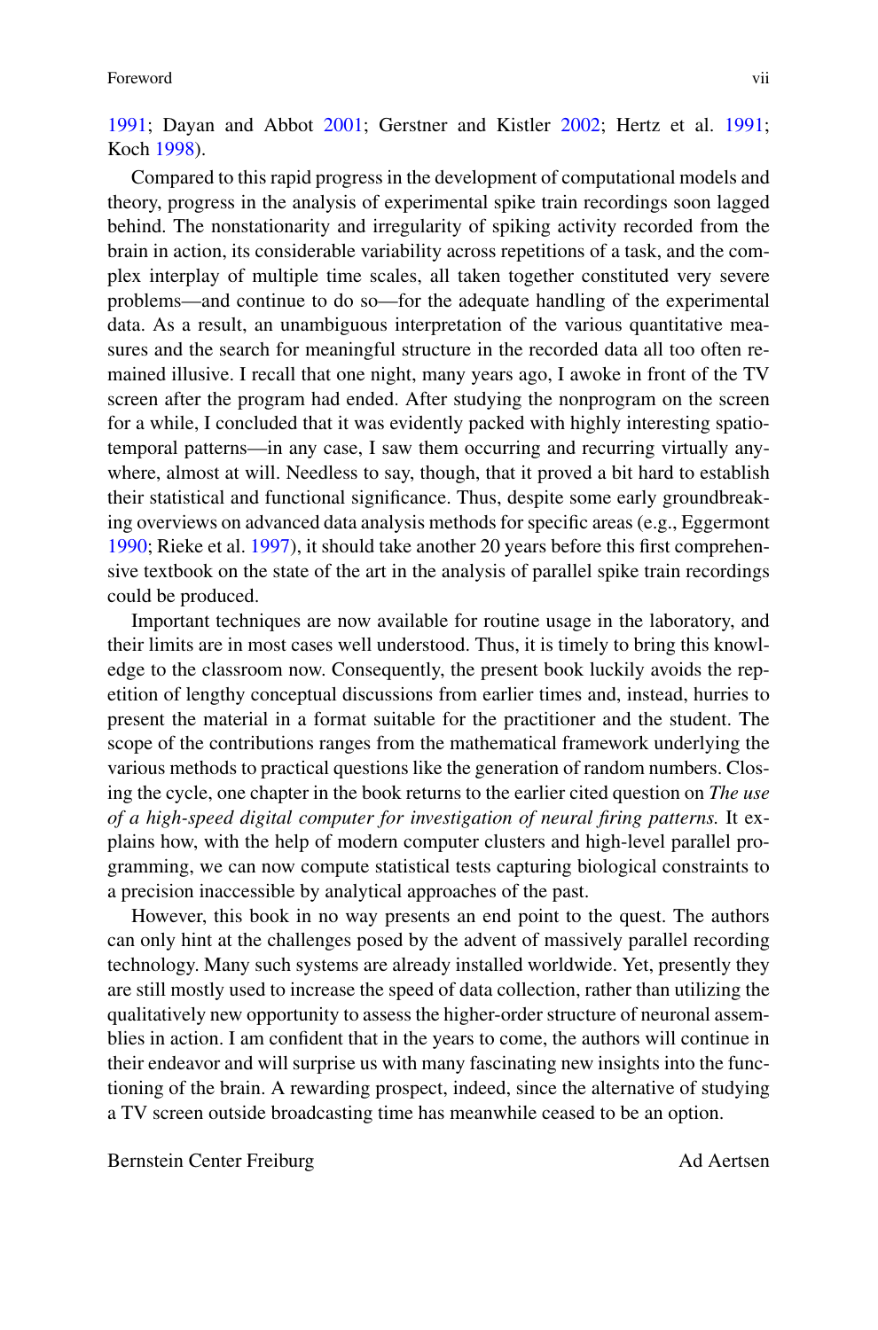1991; Dayan and Abbot 2001; Gerstner and Kistler 2002; Hertz et al. 1991; Koch 1998).

Compared to this rapid progress in the development of computational models and theory, progress in the analysis of experimental spike train recordings soon lagged behind. The nonstationarity and irregularity of spiking activity recorded from the brain in action, its considerable variability across repetitions of a task, and the complex interplay of multiple time scales, all taken together constituted very severe problems—and continue to do so—for the adequate handling of the experimental data. As a result, an unambiguous interpretation of the various quantitative measures and the search for meaningful structure in the recorded data all too often remained illusive. I recall that one night, many years ago, I awoke in front of the TV screen after the program had ended. After studying the nonprogram on the screen for a while, I concluded that it was evidently packed with highly interesting spatio-temporal patterns—in any case, I saw them occurring and recurring virtually anywhere, almost at will. Needless to say, though, that it proved a bit hard to establish their statistical and functional significance. Thus, despite some early groundbreaking overviews on advanced data analysis methods for specific areas (e.g., Eggermont 1990; Rieke et al. 1997), it should take another 20 years before this first comprehensive textbook on the state of the art in the analysis of parallel spike train recordings could be produced.

Important techniques are now available for routine usage in the laboratory, and their limits are in most cases well understood. Thus, it is timely to bring this knowledge to the classroom now. Consequently, the present book luckily avoids the repetition of lengthy conceptual discussions from earlier times and, instead, hurries to present the material in a format suitable for the practitioner and the student. The scope of the contributions ranges from the mathematical framework underlying the various methods to practical questions like the generation of random numbers. Closing the cycle, one chapter in the book returns to the earlier cited question on *The use of a high-speed digital computer for investigation of neural firing patterns.* It explains how, with the help of modern computer clusters and high-level parallel programming, we can now compute statistical tests capturing biological constraints to a precision inaccessible by analytical approaches of the past.

However, this book in no way presents an end point to the quest. The authors can only hint at the challenges posed by the advent of massively parallel recording technology. Many such systems are already installed worldwide. Yet, presently they are still mostly used to increase the speed of data collection, rather than utilizing the qualitatively new opportunity to assess the higher-order structure of neuronal assemblies in action. I am confident that in the years to come, the authors will continue in their endeavor and will surprise us with many fascinating new insights into the functioning of the brain. A rewarding prospect, indeed, since the alternative of studying a TV screen outside broadcasting time has meanwhile ceased to be an option.

Bernstein Center Freiburg — Ad Aertsen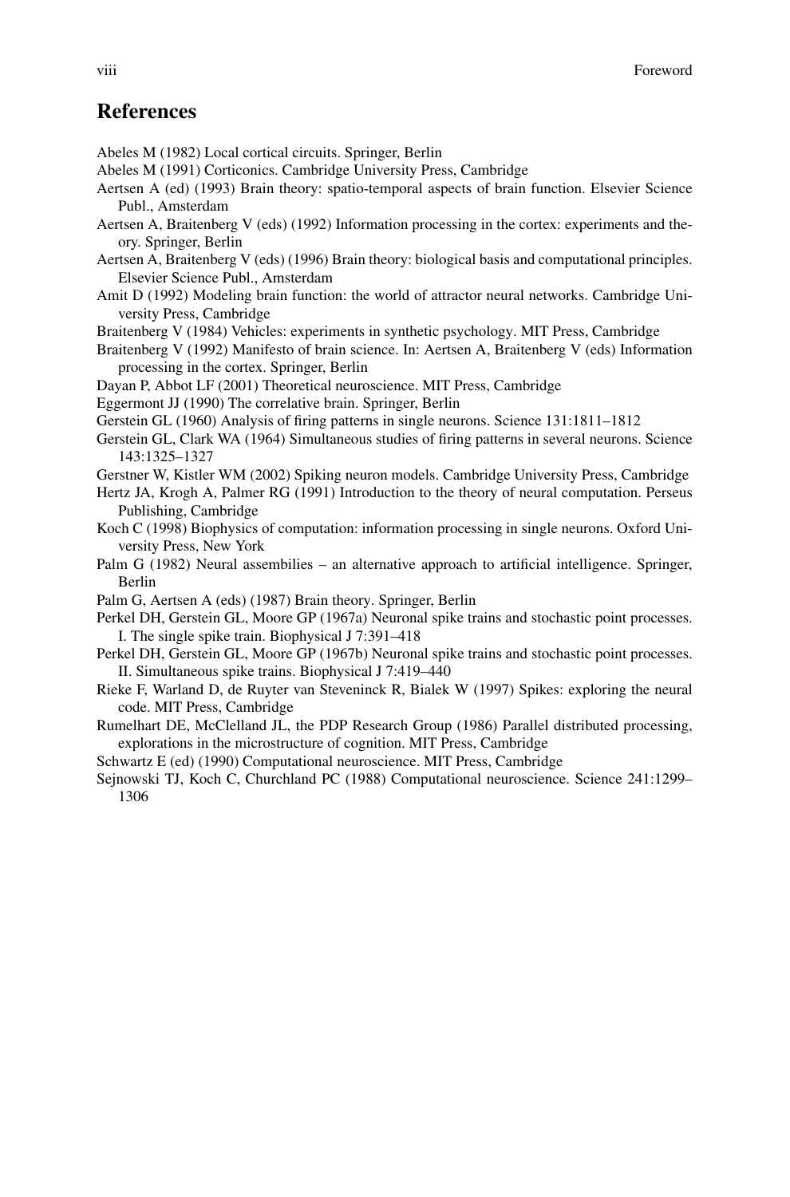## References

Abeles M (1982) Local cortical circuits. Springer, Berlin

Abeles M (1991) Corticonics. Cambridge University Press, Cambridge

Aertsen A (ed) (1993) Brain theory: spatio-temporal aspects of brain function. Elsevier Science Publ., Amsterdam

Aertsen A, Braitenberg V (eds) (1992) Information processing in the cortex: experiments and theory. Springer, Berlin

Aertsen A, Braitenberg V (eds) (1996) Brain theory: biological basis and computational principles. Elsevier Science Publ., Amsterdam

Amit D (1992) Modeling brain function: the world of attractor neural networks. Cambridge University Press, Cambridge

Braitenberg V (1984) Vehicles: experiments in synthetic psychology. MIT Press, Cambridge

Braitenberg V (1992) Manifesto of brain science. In: Aertsen A, Braitenberg V (eds) Information processing in the cortex. Springer, Berlin

Dayan P, Abbot LF (2001) Theoretical neuroscience. MIT Press, Cambridge

Eggermont JJ (1990) The correlative brain. Springer, Berlin

Gerstein GL (1960) Analysis of firing patterns in single neurons. Science 131:1811–1812

Gerstein GL, Clark WA (1964) Simultaneous studies of firing patterns in several neurons. Science 143:1325–1327

Gerstner W, Kistler WM (2002) Spiking neuron models. Cambridge University Press, Cambridge

Hertz JA, Krogh A, Palmer RG (1991) Introduction to the theory of neural computation. Perseus Publishing, Cambridge

Koch C (1998) Biophysics of computation: information processing in single neurons. Oxford University Press, New York

Palm G (1982) Neural assemblies – an alternative approach to artificial intelligence. Springer, Berlin

Palm G, Aertsen A (eds) (1987) Brain theory. Springer, Berlin

Perkel DH, Gerstein GL, Moore GP (1967a) Neuronal spike trains and stochastic point processes. I. The single spike train. Biophysical J 7:391–418

Perkel DH, Gerstein GL, Moore GP (1967b) Neuronal spike trains and stochastic point processes. II. Simultaneous spike trains. Biophysical J 7:419–440

Rieke F, Warland D, de Ruyter van Steveninck R, Bialek W (1997) Spikes: exploring the neural code. MIT Press, Cambridge

Rumelhart DE, McClelland JL, the PDP Research Group (1986) Parallel distributed processing, explorations in the microstructure of cognition. MIT Press, Cambridge

Schwartz E (ed) (1990) Computational neuroscience. MIT Press, Cambridge

Sejnowski TJ, Koch C, Churchland PC (1988) Computational neuroscience. Science 241:1299–1306